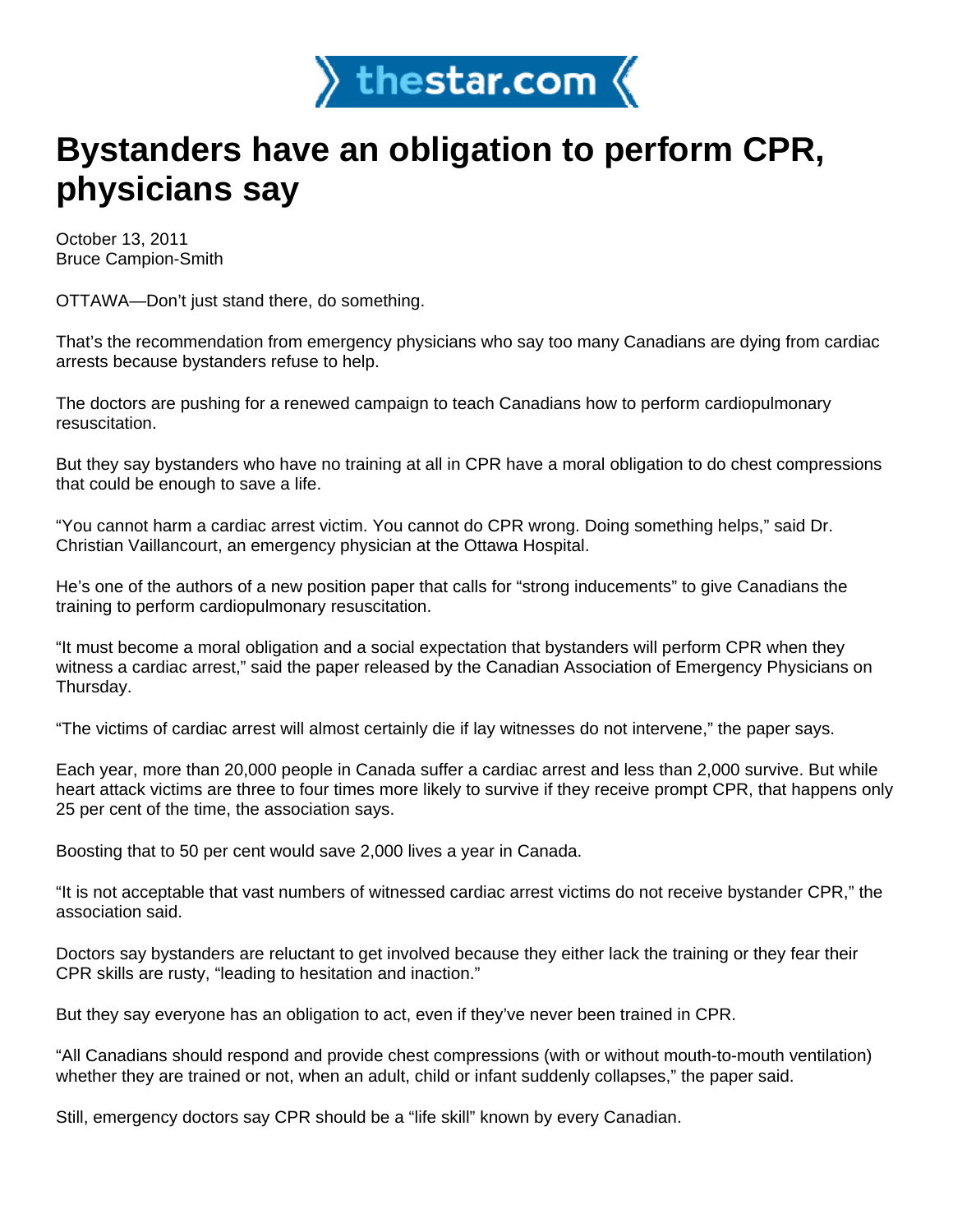# Bystanders have an obligation to perform CPR, physicians say

October 13, 2011
Bruce Campion-Smith

OTTAWA—Don't just stand there, do something.

That's the recommendation from emergency physicians who say too many Canadians are dying from cardiac arrests because bystanders refuse to help.

The doctors are pushing for a renewed campaign to teach Canadians how to perform cardiopulmonary resuscitation.

But they say bystanders who have no training at all in CPR have a moral obligation to do chest compressions that could be enough to save a life.

"You cannot harm a cardiac arrest victim. You cannot do CPR wrong. Doing something helps," said Dr. Christian Vaillancourt, an emergency physician at the Ottawa Hospital.

He's one of the authors of a new position paper that calls for "strong inducements" to give Canadians the training to perform cardiopulmonary resuscitation.

"It must become a moral obligation and a social expectation that bystanders will perform CPR when they witness a cardiac arrest," said the paper released by the Canadian Association of Emergency Physicians on Thursday.

"The victims of cardiac arrest will almost certainly die if lay witnesses do not intervene," the paper says.

Each year, more than 20,000 people in Canada suffer a cardiac arrest and less than 2,000 survive. But while heart attack victims are three to four times more likely to survive if they receive prompt CPR, that happens only 25 per cent of the time, the association says.

Boosting that to 50 per cent would save 2,000 lives a year in Canada.

"It is not acceptable that vast numbers of witnessed cardiac arrest victims do not receive bystander CPR," the association said.

Doctors say bystanders are reluctant to get involved because they either lack the training or they fear their CPR skills are rusty, "leading to hesitation and inaction."

But they say everyone has an obligation to act, even if they've never been trained in CPR.

"All Canadians should respond and provide chest compressions (with or without mouth-to-mouth ventilation) whether they are trained or not, when an adult, child or infant suddenly collapses," the paper said.

Still, emergency doctors say CPR should be a "life skill" known by every Canadian.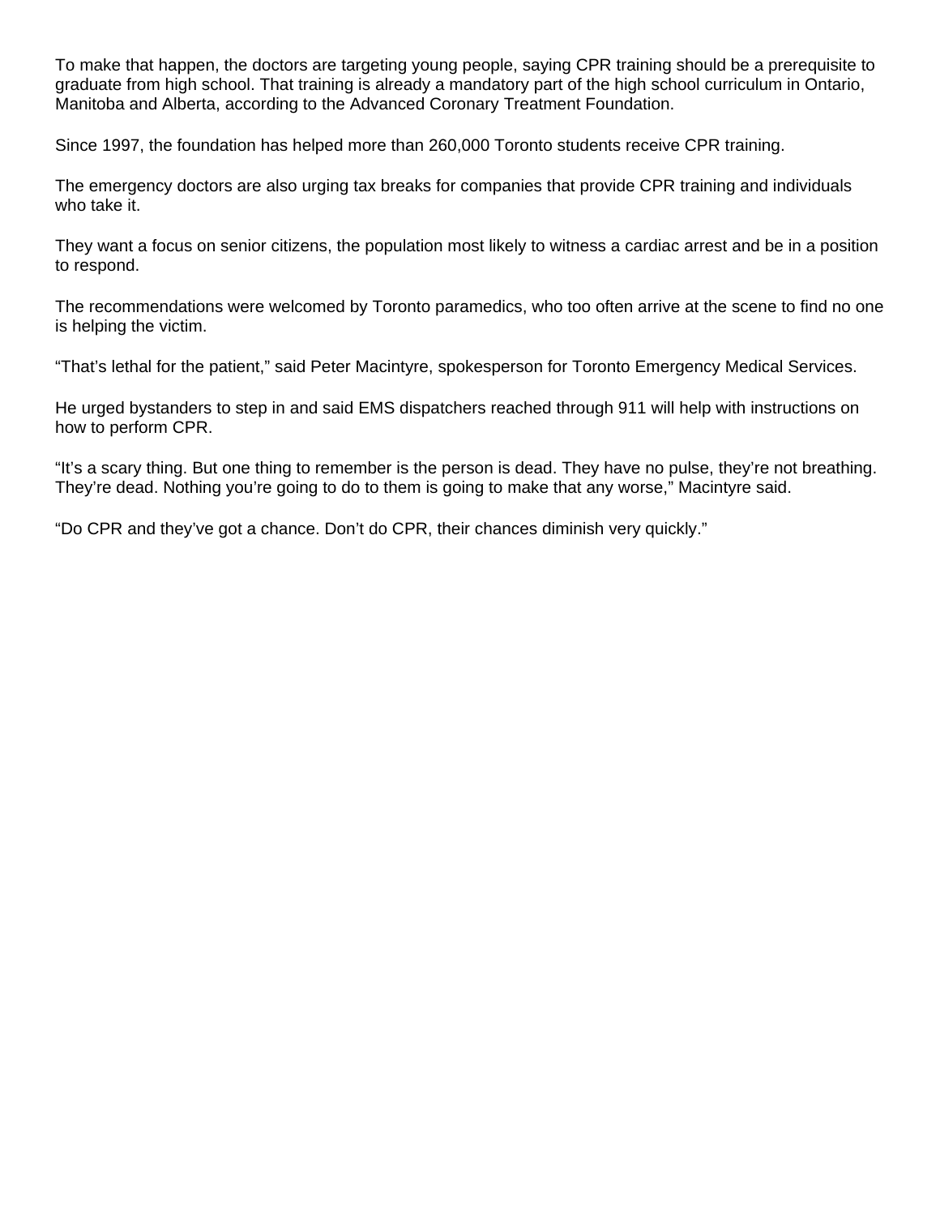To make that happen, the doctors are targeting young people, saying CPR training should be a prerequisite to graduate from high school. That training is already a mandatory part of the high school curriculum in Ontario, Manitoba and Alberta, according to the Advanced Coronary Treatment Foundation.

Since 1997, the foundation has helped more than 260,000 Toronto students receive CPR training.

The emergency doctors are also urging tax breaks for companies that provide CPR training and individuals who take it.

They want a focus on senior citizens, the population most likely to witness a cardiac arrest and be in a position to respond.

The recommendations were welcomed by Toronto paramedics, who too often arrive at the scene to find no one is helping the victim.

“That’s lethal for the patient,” said Peter Macintyre, spokesperson for Toronto Emergency Medical Services.

He urged bystanders to step in and said EMS dispatchers reached through 911 will help with instructions on how to perform CPR.

“It’s a scary thing. But one thing to remember is the person is dead. They have no pulse, they’re not breathing. They’re dead. Nothing you’re going to do to them is going to make that any worse,” Macintyre said.

“Do CPR and they’ve got a chance. Don’t do CPR, their chances diminish very quickly.”